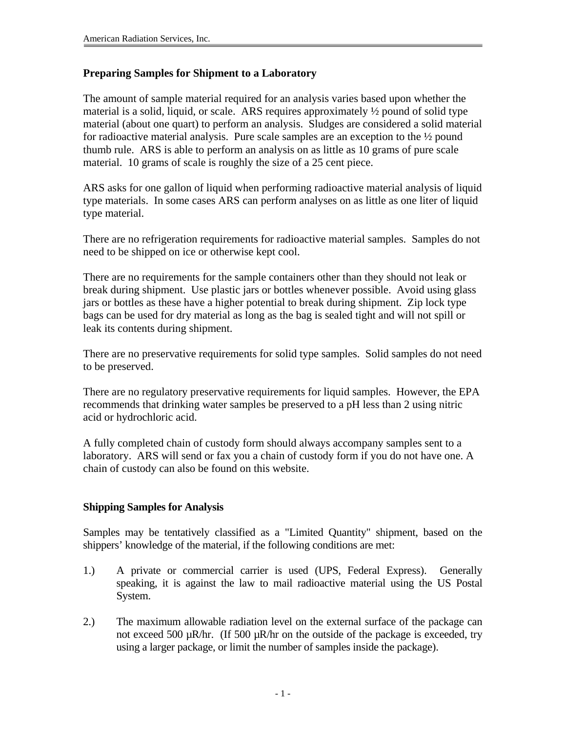## Preparing Samples for Shipment to a Laboratory

The amount of sample material required for an analysis varies based upon whether the material is a solid, liquid, or scale. ARS requires approximately ½ pound of solid type material (about one quart) to perform an analysis. Sludges are considered a solid material for radioactive material analysis. Pure scale samples are an exception to the ½ pound thumb rule. ARS is able to perform an analysis on as little as 10 grams of pure scale material. 10 grams of scale is roughly the size of a 25 cent piece.

ARS asks for one gallon of liquid when performing radioactive material analysis of liquid type materials. In some cases ARS can perform analyses on as little as one liter of liquid type material.

There are no refrigeration requirements for radioactive material samples. Samples do not need to be shipped on ice or otherwise kept cool.

There are no requirements for the sample containers other than they should not leak or break during shipment. Use plastic jars or bottles whenever possible. Avoid using glass jars or bottles as these have a higher potential to break during shipment. Zip lock type bags can be used for dry material as long as the bag is sealed tight and will not spill or leak its contents during shipment.

There are no preservative requirements for solid type samples. Solid samples do not need to be preserved.

There are no regulatory preservative requirements for liquid samples. However, the EPA recommends that drinking water samples be preserved to a pH less than 2 using nitric acid or hydrochloric acid.

A fully completed chain of custody form should always accompany samples sent to a laboratory. ARS will send or fax you a chain of custody form if you do not have one. A chain of custody can also be found on this website.

## Shipping Samples for Analysis

Samples may be tentatively classified as a "Limited Quantity" shipment, based on the shippers' knowledge of the material, if the following conditions are met:

1.) A private or commercial carrier is used (UPS, Federal Express). Generally speaking, it is against the law to mail radioactive material using the US Postal System.

2.) The maximum allowable radiation level on the external surface of the package can not exceed 500 µR/hr. (If 500 µR/hr on the outside of the package is exceeded, try using a larger package, or limit the number of samples inside the package).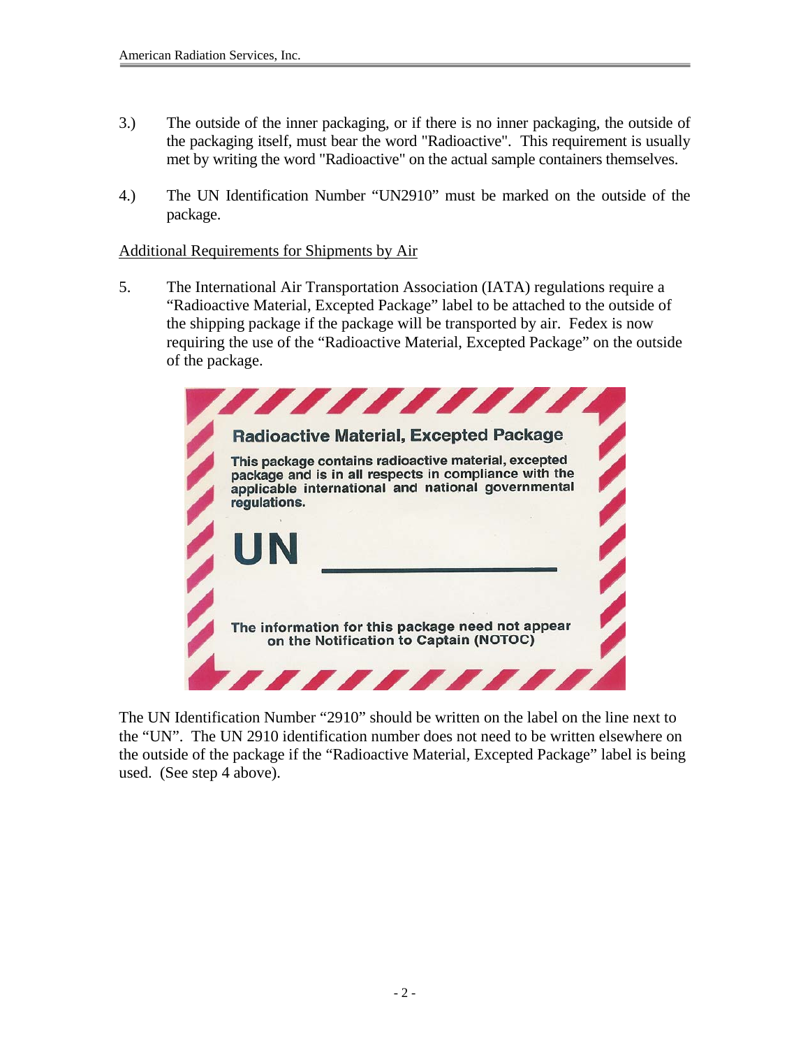3.) The outside of the inner packaging, or if there is no inner packaging, the outside of the packaging itself, must bear the word "Radioactive". This requirement is usually met by writing the word "Radioactive" on the actual sample containers themselves.

4.) The UN Identification Number "UN2910" must be marked on the outside of the package.

Additional Requirements for Shipments by Air

5. The International Air Transportation Association (IATA) regulations require a "Radioactive Material, Excepted Package" label to be attached to the outside of the shipping package if the package will be transported by air. Fedex is now requiring the use of the "Radioactive Material, Excepted Package" on the outside of the package.

**Radioactive Material, Excepted Package**

**This package contains radioactive material, excepted package and is in all respects in compliance with the applicable international and national governmental regulations.**

**UN \_\_\_\_\_\_\_\_\_\_\_\_\_\_\_\_**

**The information for this package need not appear on the Notification to Captain (NOTOC)**

The UN Identification Number "2910" should be written on the label on the line next to the "UN". The UN 2910 identification number does not need to be written elsewhere on the outside of the package if the "Radioactive Material, Excepted Package" label is being used. (See step 4 above).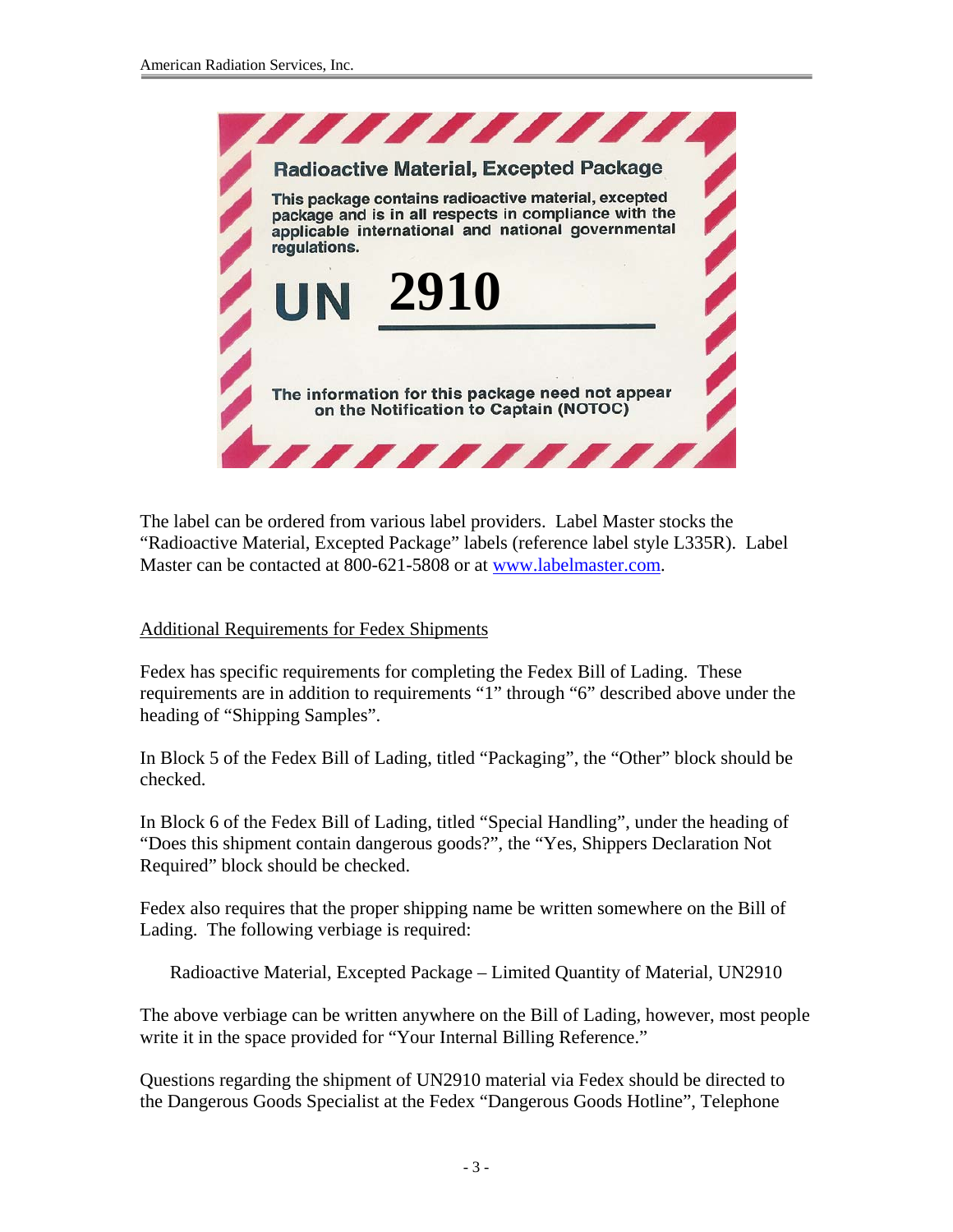**Radioactive Material, Excepted Package**

This package contains radioactive material, excepted package and is in all respects in compliance with the applicable international and national governmental regulations.

**UN 2910**

The information for this package need not appear on the Notification to Captain (NOTOC)

The label can be ordered from various label providers. Label Master stocks the "Radioactive Material, Excepted Package" labels (reference label style L335R). Label Master can be contacted at 800-621-5808 or at www.labelmaster.com.

## Additional Requirements for Fedex Shipments

Fedex has specific requirements for completing the Fedex Bill of Lading. These requirements are in addition to requirements "1" through "6" described above under the heading of "Shipping Samples".

In Block 5 of the Fedex Bill of Lading, titled "Packaging", the "Other" block should be checked.

In Block 6 of the Fedex Bill of Lading, titled "Special Handling", under the heading of "Does this shipment contain dangerous goods?", the "Yes, Shippers Declaration Not Required" block should be checked.

Fedex also requires that the proper shipping name be written somewhere on the Bill of Lading. The following verbiage is required:

> Radioactive Material, Excepted Package – Limited Quantity of Material, UN2910

The above verbiage can be written anywhere on the Bill of Lading, however, most people write it in the space provided for "Your Internal Billing Reference."

Questions regarding the shipment of UN2910 material via Fedex should be directed to the Dangerous Goods Specialist at the Fedex "Dangerous Goods Hotline", Telephone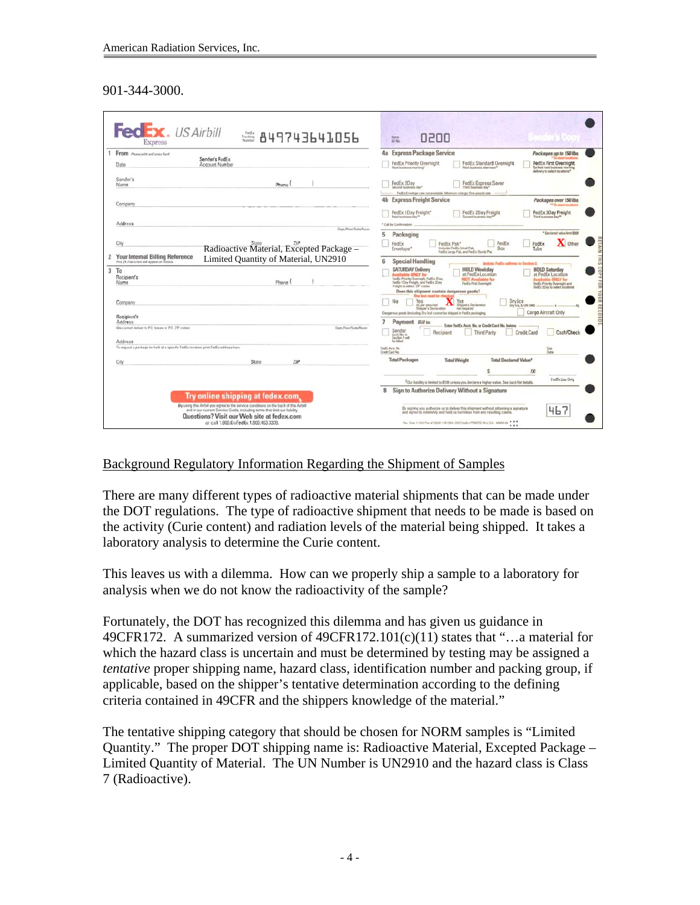901-344-3000.

Radioactive Material, Excepted Package – Limited Quantity of Material, UN2910

Background Regulatory Information Regarding the Shipment of Samples

There are many different types of radioactive material shipments that can be made under the DOT regulations. The type of radioactive shipment that needs to be made is based on the activity (Curie content) and radiation levels of the material being shipped. It takes a laboratory analysis to determine the Curie content.

This leaves us with a dilemma. How can we properly ship a sample to a laboratory for analysis when we do not know the radioactivity of the sample?

Fortunately, the DOT has recognized this dilemma and has given us guidance in 49CFR172. A summarized version of 49CFR172.101(c)(11) states that "…a material for which the hazard class is uncertain and must be determined by testing may be assigned a *tentative* proper shipping name, hazard class, identification number and packing group, if applicable, based on the shipper's tentative determination according to the defining criteria contained in 49CFR and the shippers knowledge of the material."

The tentative shipping category that should be chosen for NORM samples is "Limited Quantity." The proper DOT shipping name is: Radioactive Material, Excepted Package – Limited Quantity of Material. The UN Number is UN2910 and the hazard class is Class 7 (Radioactive).